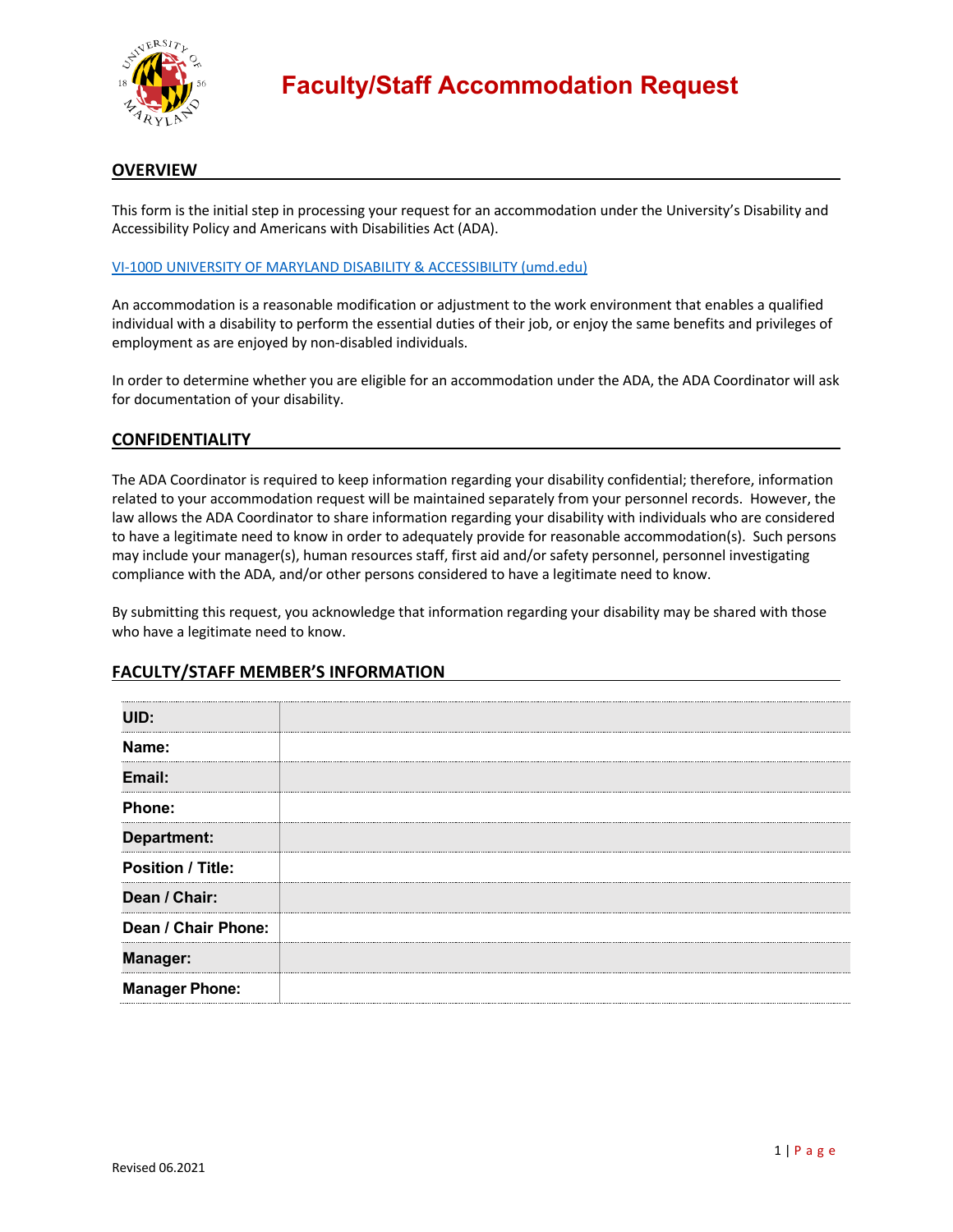# Faculty/Staff Accommodation Request

## OVERVIEW

This form is the initial step in processing your request for an accommodation under the University's Disability and Accessibility Policy and Americans with Disabilities Act (ADA).

[VI-100D UNIVERSITY OF MARYLAND DISABILITY & ACCESSIBILITY (umd.edu)](VI-100D UNIVERSITY OF MARYLAND DISABILITY & ACCESSIBILITY (umd.edu))

An accommodation is a reasonable modification or adjustment to the work environment that enables a qualified individual with a disability to perform the essential duties of their job, or enjoy the same benefits and privileges of employment as are enjoyed by non-disabled individuals.

In order to determine whether you are eligible for an accommodation under the ADA, the ADA Coordinator will ask for documentation of your disability.

## CONFIDENTIALITY

The ADA Coordinator is required to keep information regarding your disability confidential; therefore, information related to your accommodation request will be maintained separately from your personnel records. However, the law allows the ADA Coordinator to share information regarding your disability with individuals who are considered to have a legitimate need to know in order to adequately provide for reasonable accommodation(s). Such persons may include your manager(s), human resources staff, first aid and/or safety personnel, personnel investigating compliance with the ADA, and/or other persons considered to have a legitimate need to know.

By submitting this request, you acknowledge that information regarding your disability may be shared with those who have a legitimate need to know.

## FACULTY/STAFF MEMBER'S INFORMATION

| | |
|---|---|
| **UID:** | |
| **Name:** | |
| **Email:** | |
| **Phone:** | |
| **Department:** | |
| **Position / Title:** | |
| **Dean / Chair:** | |
| **Dean / Chair Phone:** | |
| **Manager:** | |
| **Manager Phone:** | |

Revised 06.2021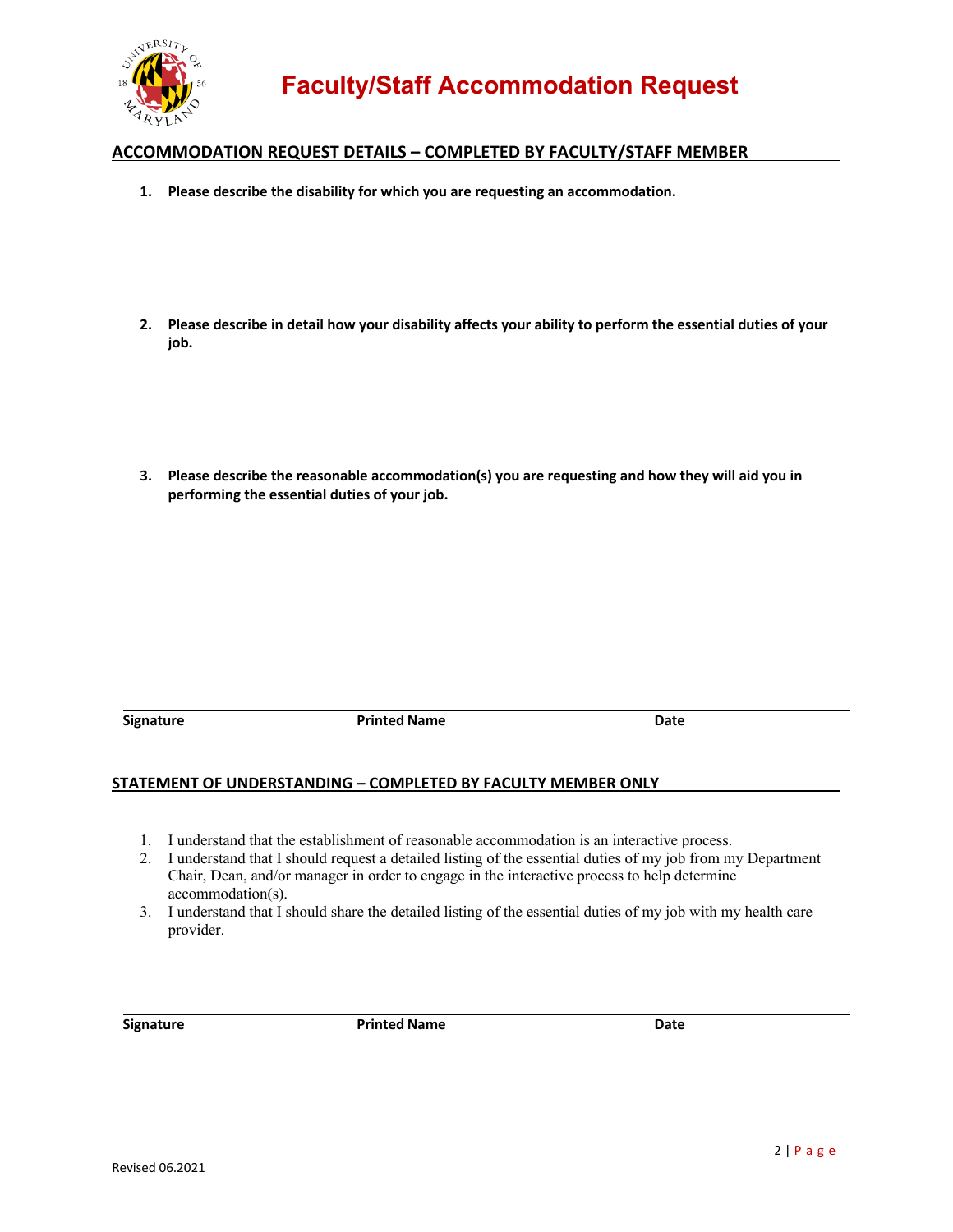# Faculty/Staff Accommodation Request

## ACCOMMODATION REQUEST DETAILS – COMPLETED BY FACULTY/STAFF MEMBER

1. **Please describe the disability for which you are requesting an accommodation.**

2. **Please describe in detail how your disability affects your ability to perform the essential duties of your job.**

3. **Please describe the reasonable accommodation(s) you are requesting and how they will aid you in performing the essential duties of your job.**

**Signature** **Printed Name** **Date**

## STATEMENT OF UNDERSTANDING – COMPLETED BY FACULTY MEMBER ONLY

1. I understand that the establishment of reasonable accommodation is an interactive process.
2. I understand that I should request a detailed listing of the essential duties of my job from my Department Chair, Dean, and/or manager in order to engage in the interactive process to help determine accommodation(s).
3. I understand that I should share the detailed listing of the essential duties of my job with my health care provider.

**Signature** **Printed Name** **Date**

Revised 06.2021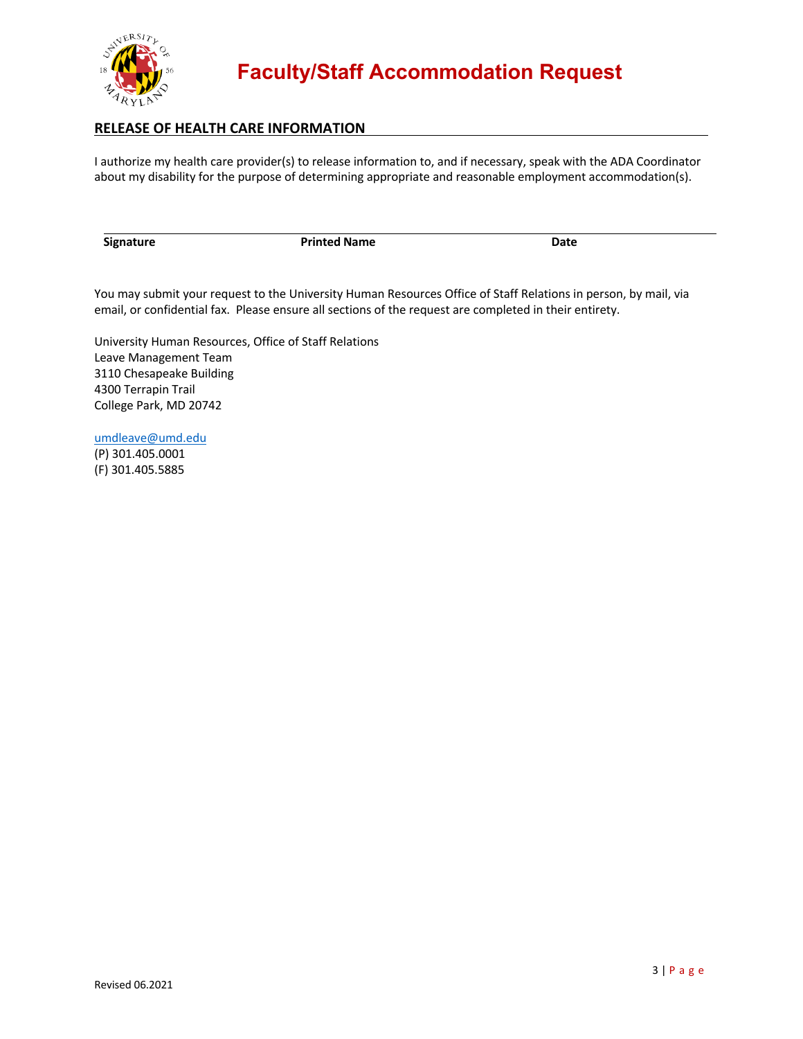# Faculty/Staff Accommodation Request

## RELEASE OF HEALTH CARE INFORMATION

I authorize my health care provider(s) to release information to, and if necessary, speak with the ADA Coordinator about my disability for the purpose of determining appropriate and reasonable employment accommodation(s).

| **Signature** | **Printed Name** | **Date** |
|---|---|---|

You may submit your request to the University Human Resources Office of Staff Relations in person, by mail, via email, or confidential fax. Please ensure all sections of the request are completed in their entirety.

University Human Resources, Office of Staff Relations
Leave Management Team
3110 Chesapeake Building
4300 Terrapin Trail
College Park, MD 20742

umdleave@umd.edu
(P) 301.405.0001
(F) 301.405.5885

Revised 06.2021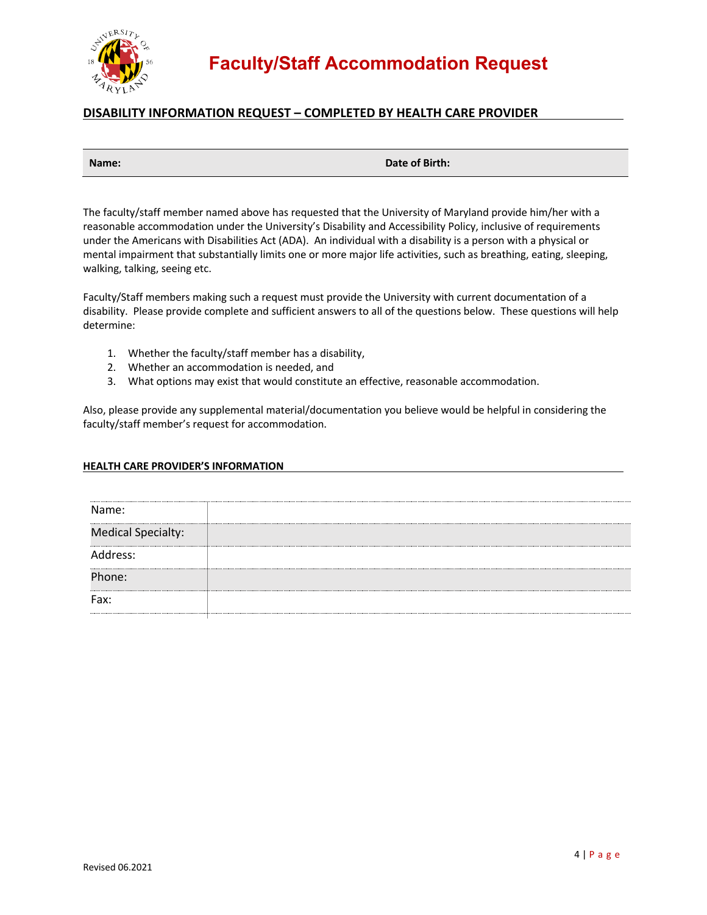# Faculty/Staff Accommodation Request

## DISABILITY INFORMATION REQUEST – COMPLETED BY HEALTH CARE PROVIDER

| **Name:** | **Date of Birth:** |
|---|---|

The faculty/staff member named above has requested that the University of Maryland provide him/her with a reasonable accommodation under the University's Disability and Accessibility Policy, inclusive of requirements under the Americans with Disabilities Act (ADA). An individual with a disability is a person with a physical or mental impairment that substantially limits one or more major life activities, such as breathing, eating, sleeping, walking, talking, seeing etc.

Faculty/Staff members making such a request must provide the University with current documentation of a disability. Please provide complete and sufficient answers to all of the questions below. These questions will help determine:

1. Whether the faculty/staff member has a disability,
2. Whether an accommodation is needed, and
3. What options may exist that would constitute an effective, reasonable accommodation.

Also, please provide any supplemental material/documentation you believe would be helpful in considering the faculty/staff member's request for accommodation.

### HEALTH CARE PROVIDER'S INFORMATION

| | |
|---|---|
| Name: | |
| Medical Specialty: | |
| Address: | |
| Phone: | |
| Fax: | |

Revised 06.2021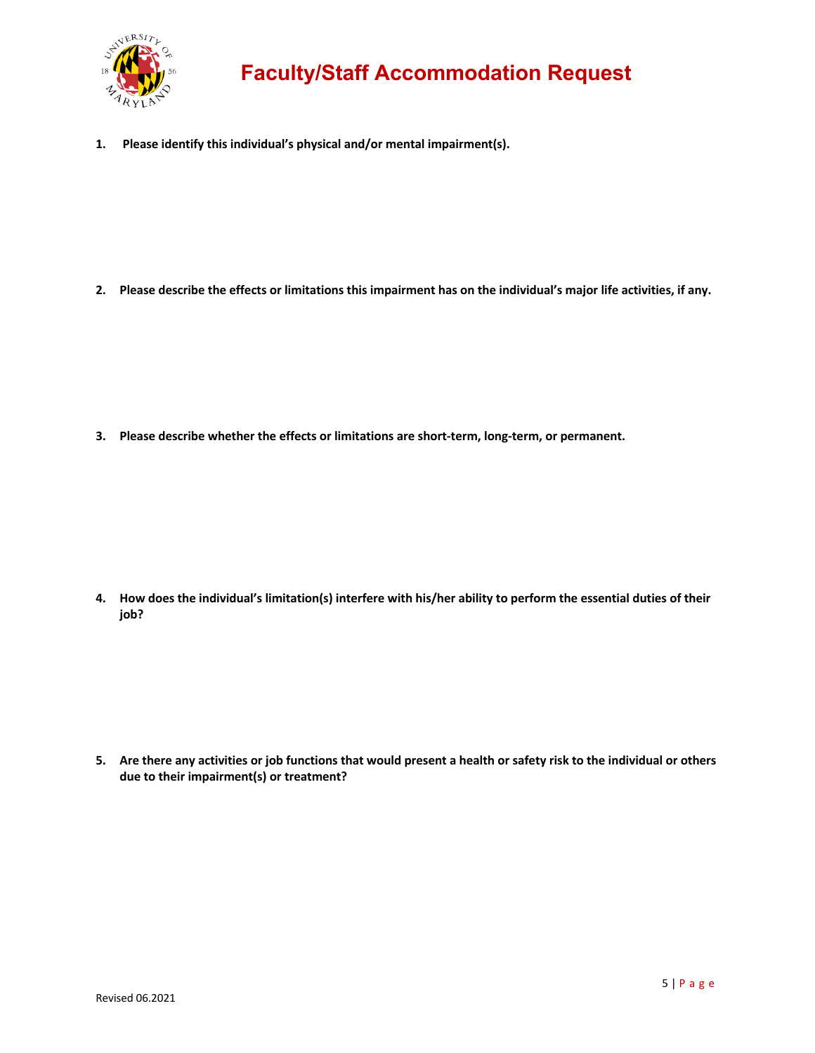# Faculty/Staff Accommodation Request

1. **Please identify this individual's physical and/or mental impairment(s).**

2. **Please describe the effects or limitations this impairment has on the individual's major life activities, if any.**

3. **Please describe whether the effects or limitations are short-term, long-term, or permanent.**

4. **How does the individual's limitation(s) interfere with his/her ability to perform the essential duties of their job?**

5. **Are there any activities or job functions that would present a health or safety risk to the individual or others due to their impairment(s) or treatment?**

Revised 06.2021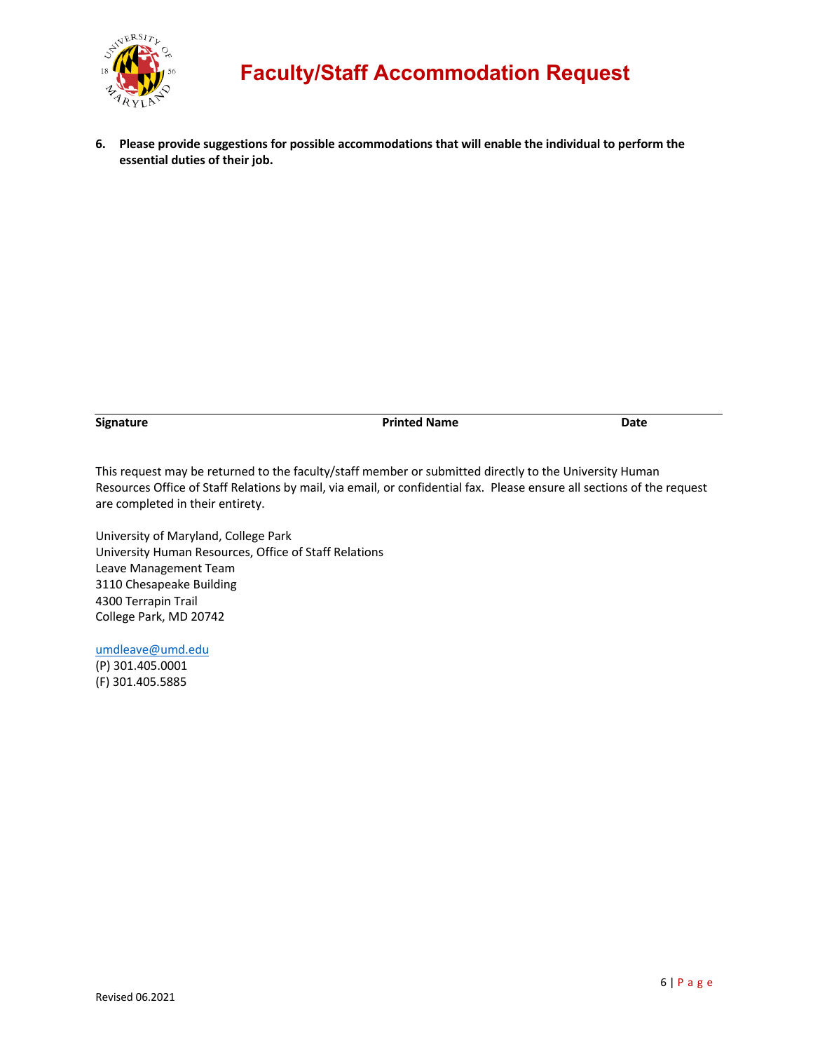# Faculty/Staff Accommodation Request

6. **Please provide suggestions for possible accommodations that will enable the individual to perform the essential duties of their job.**

**Signature** **Printed Name** **Date**

This request may be returned to the faculty/staff member or submitted directly to the University Human Resources Office of Staff Relations by mail, via email, or confidential fax. Please ensure all sections of the request are completed in their entirety.

University of Maryland, College Park
University Human Resources, Office of Staff Relations
Leave Management Team
3110 Chesapeake Building
4300 Terrapin Trail
College Park, MD 20742

umdleave@umd.edu
(P) 301.405.0001
(F) 301.405.5885

Revised 06.2021